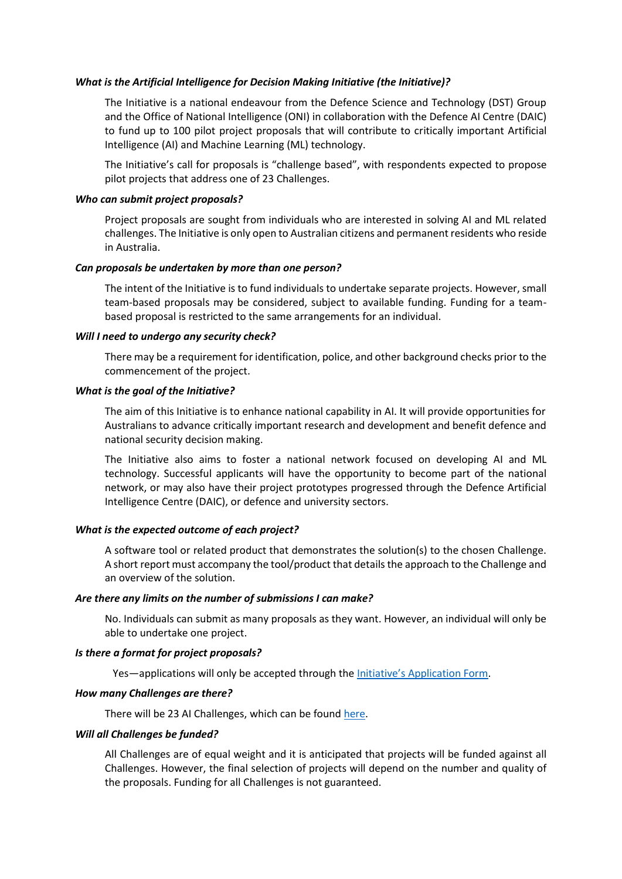***What is the Artificial Intelligence for Decision Making Initiative (the Initiative)?***

The Initiative is a national endeavour from the Defence Science and Technology (DST) Group and the Office of National Intelligence (ONI) in collaboration with the Defence AI Centre (DAIC) to fund up to 100 pilot project proposals that will contribute to critically important Artificial Intelligence (AI) and Machine Learning (ML) technology.

The Initiative's call for proposals is "challenge based", with respondents expected to propose pilot projects that address one of 23 Challenges.

***Who can submit project proposals?***

Project proposals are sought from individuals who are interested in solving AI and ML related challenges. The Initiative is only open to Australian citizens and permanent residents who reside in Australia.

***Can proposals be undertaken by more than one person?***

The intent of the Initiative is to fund individuals to undertake separate projects. However, small team-based proposals may be considered, subject to available funding. Funding for a team-based proposal is restricted to the same arrangements for an individual.

***Will I need to undergo any security check?***

There may be a requirement for identification, police, and other background checks prior to the commencement of the project.

***What is the goal of the Initiative?***

The aim of this Initiative is to enhance national capability in AI. It will provide opportunities for Australians to advance critically important research and development and benefit defence and national security decision making.

The Initiative also aims to foster a national network focused on developing AI and ML technology. Successful applicants will have the opportunity to become part of the national network, or may also have their project prototypes progressed through the Defence Artificial Intelligence Centre (DAIC), or defence and university sectors.

***What is the expected outcome of each project?***

A software tool or related product that demonstrates the solution(s) to the chosen Challenge. A short report must accompany the tool/product that details the approach to the Challenge and an overview of the solution.

***Are there any limits on the number of submissions I can make?***

No. Individuals can submit as many proposals as they want. However, an individual will only be able to undertake one project.

***Is there a format for project proposals?***

Yes—applications will only be accepted through the [Initiative's Application Form](#).

***How many Challenges are there?***

There will be 23 AI Challenges, which can be found [here](#).

***Will all Challenges be funded?***

All Challenges are of equal weight and it is anticipated that projects will be funded against all Challenges. However, the final selection of projects will depend on the number and quality of the proposals. Funding for all Challenges is not guaranteed.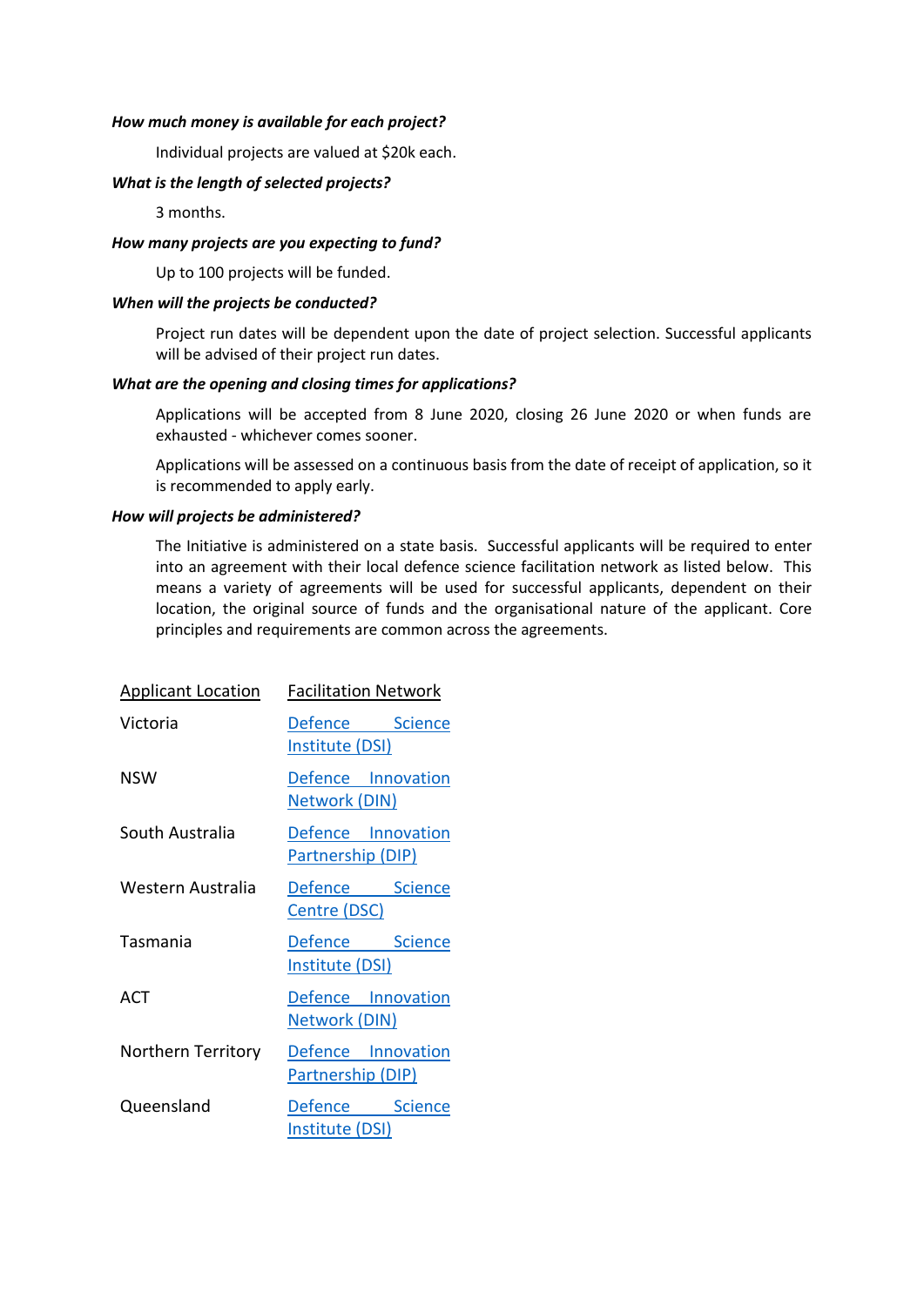***How much money is available for each project?***

Individual projects are valued at $20k each.

***What is the length of selected projects?***

3 months.

***How many projects are you expecting to fund?***

Up to 100 projects will be funded.

***When will the projects be conducted?***

Project run dates will be dependent upon the date of project selection. Successful applicants will be advised of their project run dates.

***What are the opening and closing times for applications?***

Applications will be accepted from 8 June 2020, closing 26 June 2020 or when funds are exhausted - whichever comes sooner.

Applications will be assessed on a continuous basis from the date of receipt of application, so it is recommended to apply early.

***How will projects be administered?***

The Initiative is administered on a state basis. Successful applicants will be required to enter into an agreement with their local defence science facilitation network as listed below. This means a variety of agreements will be used for successful applicants, dependent on their location, the original source of funds and the organisational nature of the applicant. Core principles and requirements are common across the agreements.

| Applicant Location | Facilitation Network |
| --- | --- |
| Victoria | Defence Science Institute (DSI) |
| NSW | Defence Innovation Network (DIN) |
| South Australia | Defence Innovation Partnership (DIP) |
| Western Australia | Defence Science Centre (DSC) |
| Tasmania | Defence Science Institute (DSI) |
| ACT | Defence Innovation Network (DIN) |
| Northern Territory | Defence Innovation Partnership (DIP) |
| Queensland | Defence Science Institute (DSI) |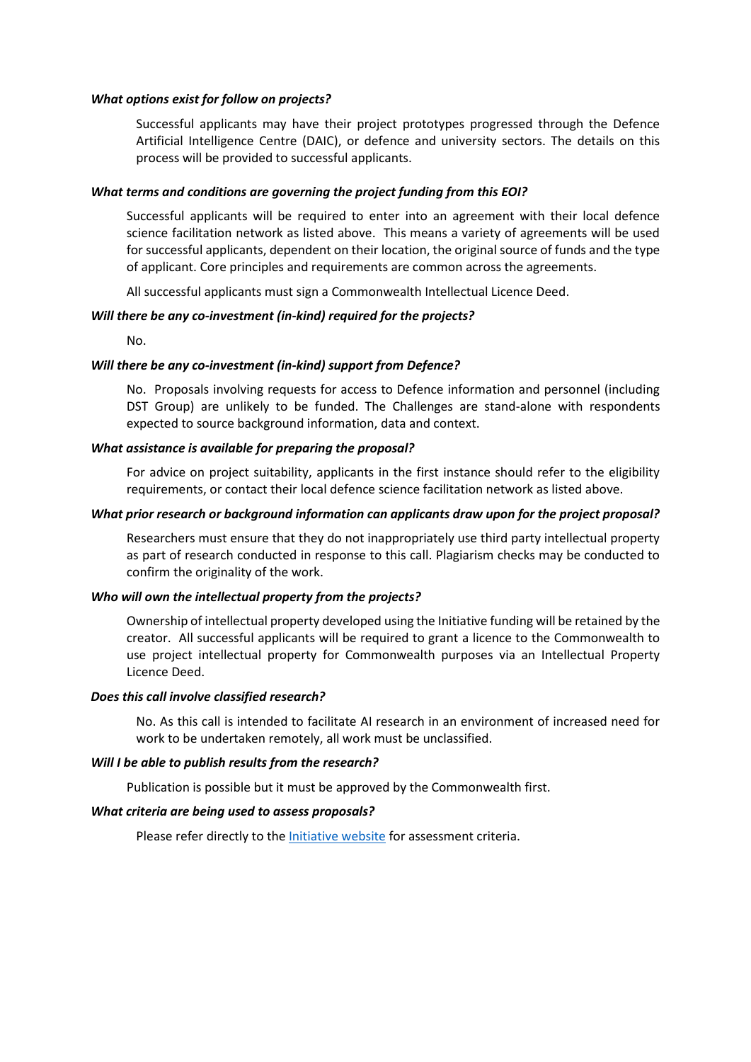***What options exist for follow on projects?***

Successful applicants may have their project prototypes progressed through the Defence Artificial Intelligence Centre (DAIC), or defence and university sectors. The details on this process will be provided to successful applicants.

***What terms and conditions are governing the project funding from this EOI?***

Successful applicants will be required to enter into an agreement with their local defence science facilitation network as listed above. This means a variety of agreements will be used for successful applicants, dependent on their location, the original source of funds and the type of applicant. Core principles and requirements are common across the agreements.

All successful applicants must sign a Commonwealth Intellectual Licence Deed.

***Will there be any co-investment (in-kind) required for the projects?***

No.

***Will there be any co-investment (in-kind) support from Defence?***

No. Proposals involving requests for access to Defence information and personnel (including DST Group) are unlikely to be funded. The Challenges are stand-alone with respondents expected to source background information, data and context.

***What assistance is available for preparing the proposal?***

For advice on project suitability, applicants in the first instance should refer to the eligibility requirements, or contact their local defence science facilitation network as listed above.

***What prior research or background information can applicants draw upon for the project proposal?***

Researchers must ensure that they do not inappropriately use third party intellectual property as part of research conducted in response to this call. Plagiarism checks may be conducted to confirm the originality of the work.

***Who will own the intellectual property from the projects?***

Ownership of intellectual property developed using the Initiative funding will be retained by the creator. All successful applicants will be required to grant a licence to the Commonwealth to use project intellectual property for Commonwealth purposes via an Intellectual Property Licence Deed.

***Does this call involve classified research?***

No. As this call is intended to facilitate AI research in an environment of increased need for work to be undertaken remotely, all work must be unclassified.

***Will I be able to publish results from the research?***

Publication is possible but it must be approved by the Commonwealth first.

***What criteria are being used to assess proposals?***

Please refer directly to the Initiative website for assessment criteria.